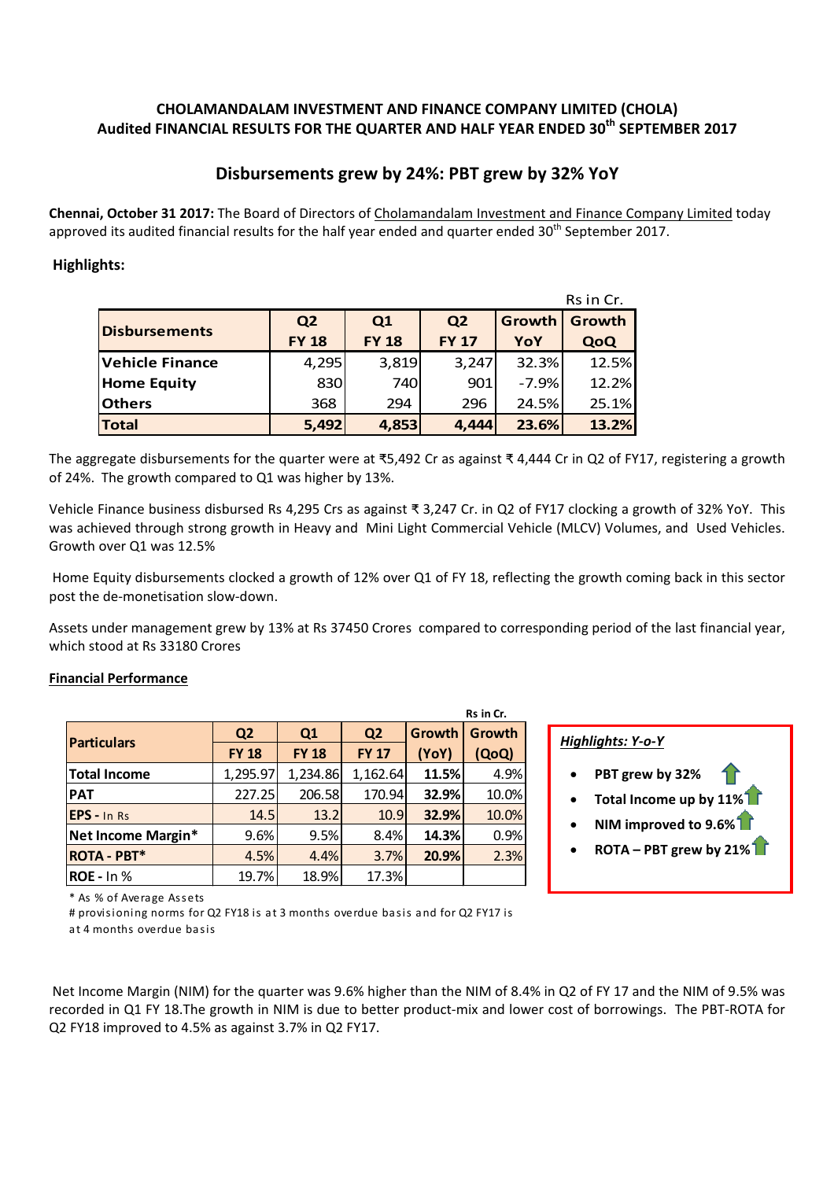# CHOLAMANDALAM INVESTMENT AND FINANCE COMPANY LIMITED (CHOLA)
## Audited FINANCIAL RESULTS FOR THE QUARTER AND HALF YEAR ENDED 30th SEPTEMBER 2017

## Disbursements grew by 24%: PBT grew by 32% YoY

**Chennai, October 31 2017:** The Board of Directors of Cholamandalam Investment and Finance Company Limited today approved its audited financial results for the half year ended and quarter ended 30th September 2017.

### Highlights:

Rs in Cr.

| Disbursements | Q2 FY 18 | Q1 FY 18 | Q2 FY 17 | Growth YoY | Growth QoQ |
|---|---|---|---|---|---|
| Vehicle Finance | 4,295 | 3,819 | 3,247 | 32.3% | 12.5% |
| Home Equity | 830 | 740 | 901 | -7.9% | 12.2% |
| Others | 368 | 294 | 296 | 24.5% | 25.1% |
| **Total** | **5,492** | **4,853** | **4,444** | **23.6%** | **13.2%** |

The aggregate disbursements for the quarter were at ₹5,492 Cr as against ₹ 4,444 Cr in Q2 of FY17, registering a growth of 24%. The growth compared to Q1 was higher by 13%.

Vehicle Finance business disbursed Rs 4,295 Crs as against ₹ 3,247 Cr. in Q2 of FY17 clocking a growth of 32% YoY. This was achieved through strong growth in Heavy and Mini Light Commercial Vehicle (MLCV) Volumes, and Used Vehicles. Growth over Q1 was 12.5%

Home Equity disbursements clocked a growth of 12% over Q1 of FY 18, reflecting the growth coming back in this sector post the de-monetisation slow-down.

Assets under management grew by 13% at Rs 37450 Crores compared to corresponding period of the last financial year, which stood at Rs 33180 Crores

**Financial Performance**

Rs in Cr.

| Particulars | Q2 FY 18 | Q1 FY 18 | Q2 FY 17 | Growth (YoY) | Growth (QoQ) |
|---|---|---|---|---|---|
| Total Income | 1,295.97 | 1,234.86 | 1,162.64 | 11.5% | 4.9% |
| PAT | 227.25 | 206.58 | 170.94 | 32.9% | 10.0% |
| EPS - In Rs | 14.5 | 13.2 | 10.9 | 32.9% | 10.0% |
| Net Income Margin* | 9.6% | 9.5% | 8.4% | 14.3% | 0.9% |
| ROTA - PBT* | 4.5% | 4.4% | 3.7% | 20.9% | 2.3% |
| ROE - In % | 19.7% | 18.9% | 17.3% | | |

\* As % of Average Assets

\# provisioning norms for Q2 FY18 is at 3 months overdue basis and for Q2 FY17 is at 4 months overdue basis

***Highlights: Y-o-Y***

- PBT grew by 32%
- Total Income up by 11%
- NIM improved to 9.6%
- ROTA – PBT grew by 21%

Net Income Margin (NIM) for the quarter was 9.6% higher than the NIM of 8.4% in Q2 of FY 17 and the NIM of 9.5% was recorded in Q1 FY 18.The growth in NIM is due to better product-mix and lower cost of borrowings. The PBT-ROTA for Q2 FY18 improved to 4.5% as against 3.7% in Q2 FY17.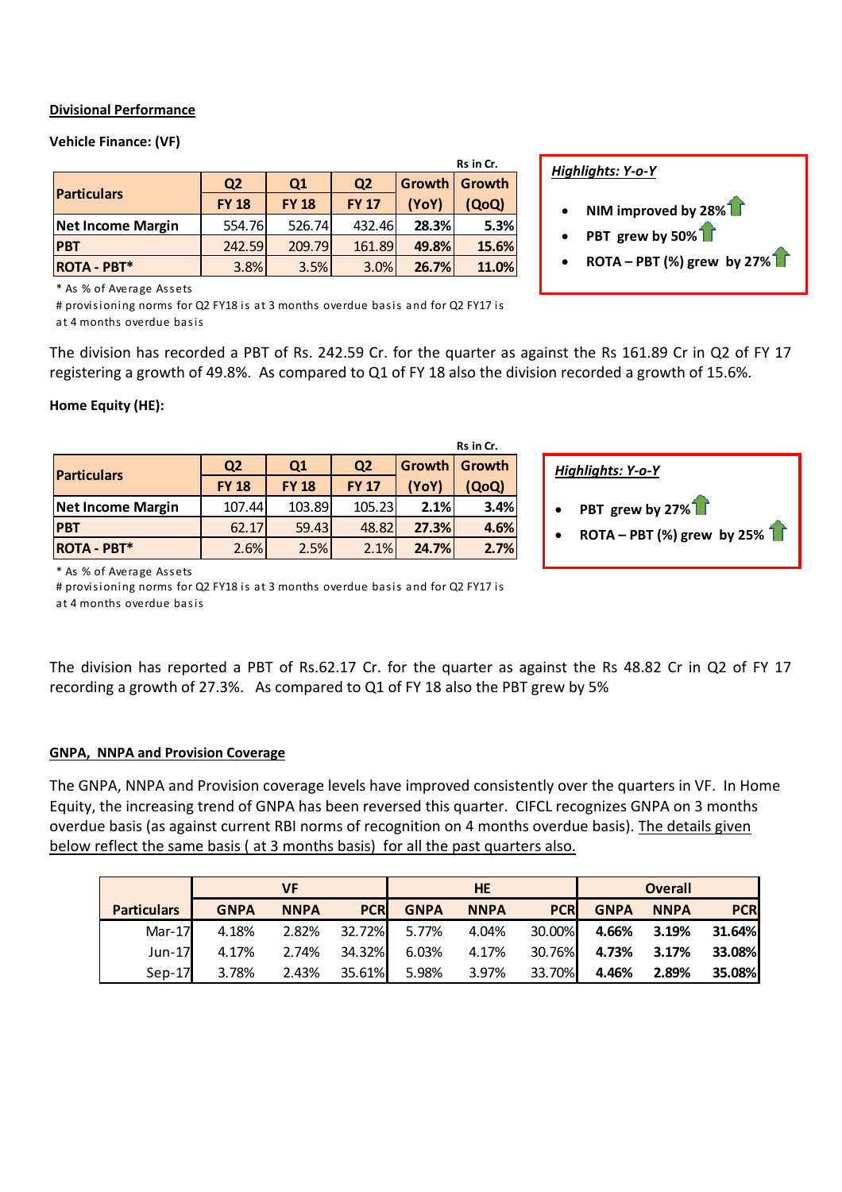**<u>Divisional Performance</u>**

**Vehicle Finance: (VF)**

Rs in Cr.

| Particulars | Q2 FY 18 | Q1 FY 18 | Q2 FY 17 | Growth (YoY) | Growth (QoQ) |
|---|---|---|---|---|---|
| Net Income Margin | 554.76 | 526.74 | 432.46 | 28.3% | 5.3% |
| PBT | 242.59 | 209.79 | 161.89 | 49.8% | 15.6% |
| ROTA - PBT* | 3.8% | 3.5% | 3.0% | 26.7% | 11.0% |

\* As % of Average Assets

\# provisioning norms for Q2 FY18 is at 3 months overdue basis and for Q2 FY17 is at 4 months overdue basis

***Highlights: Y-o-Y***

- **NIM improved by 28%**
- **PBT grew by 50%**
- **ROTA – PBT (%) grew by 27%**

The division has recorded a PBT of Rs. 242.59 Cr. for the quarter as against the Rs 161.89 Cr in Q2 of FY 17 registering a growth of 49.8%. As compared to Q1 of FY 18 also the division recorded a growth of 15.6%.

**Home Equity (HE):**

Rs in Cr.

| Particulars | Q2 FY 18 | Q1 FY 18 | Q2 FY 17 | Growth (YoY) | Growth (QoQ) |
|---|---|---|---|---|---|
| Net Income Margin | 107.44 | 103.89 | 105.23 | 2.1% | 3.4% |
| PBT | 62.17 | 59.43 | 48.82 | 27.3% | 4.6% |
| ROTA - PBT* | 2.6% | 2.5% | 2.1% | 24.7% | 2.7% |

\* As % of Average Assets

\# provisioning norms for Q2 FY18 is at 3 months overdue basis and for Q2 FY17 is at 4 months overdue basis

***Highlights: Y-o-Y***

- **PBT grew by 27%**
- **ROTA – PBT (%) grew by 25%**

The division has reported a PBT of Rs.62.17 Cr. for the quarter as against the Rs 48.82 Cr in Q2 of FY 17 recording a growth of 27.3%. As compared to Q1 of FY 18 also the PBT grew by 5%

**<u>GNPA, NNPA and Provision Coverage</u>**

The GNPA, NNPA and Provision coverage levels have improved consistently over the quarters in VF. In Home Equity, the increasing trend of GNPA has been reversed this quarter. CIFCL recognizes GNPA on 3 months overdue basis (as against current RBI norms of recognition on 4 months overdue basis). <u>The details given below reflect the same basis ( at 3 months basis) for all the past quarters also.</u>

| | VF | | | HE | | | Overall | | |
|---|---|---|---|---|---|---|---|---|---|
| **Particulars** | **GNPA** | **NNPA** | **PCR** | **GNPA** | **NNPA** | **PCR** | **GNPA** | **NNPA** | **PCR** |
| Mar-17 | 4.18% | 2.82% | 32.72% | 5.77% | 4.04% | 30.00% | **4.66%** | **3.19%** | **31.64%** |
| Jun-17 | 4.17% | 2.74% | 34.32% | 6.03% | 4.17% | 30.76% | **4.73%** | **3.17%** | **33.08%** |
| Sep-17 | 3.78% | 2.43% | 35.61% | 5.98% | 3.97% | 33.70% | **4.46%** | **2.89%** | **35.08%** |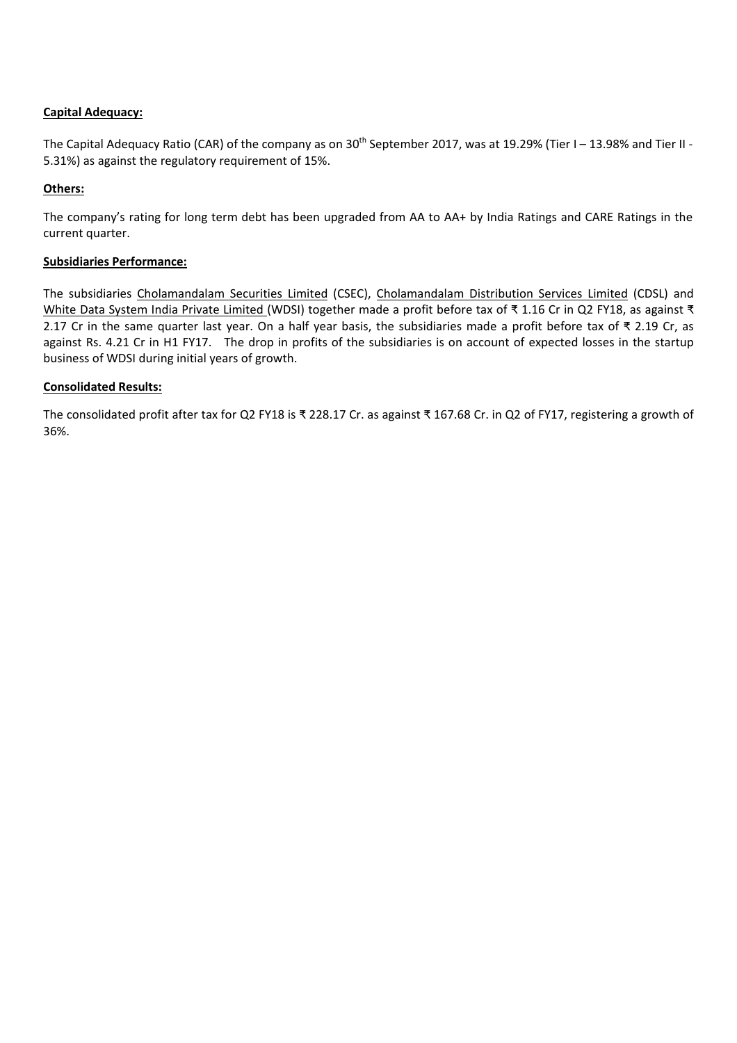**Capital Adequacy:**

The Capital Adequacy Ratio (CAR) of the company as on 30th September 2017, was at 19.29% (Tier I – 13.98% and Tier II - 5.31%) as against the regulatory requirement of 15%.

**Others:**

The company's rating for long term debt has been upgraded from AA to AA+ by India Ratings and CARE Ratings in the current quarter.

**Subsidiaries Performance:**

The subsidiaries Cholamandalam Securities Limited (CSEC), Cholamandalam Distribution Services Limited (CDSL) and White Data System India Private Limited (WDSI) together made a profit before tax of ₹ 1.16 Cr in Q2 FY18, as against ₹ 2.17 Cr in the same quarter last year. On a half year basis, the subsidiaries made a profit before tax of ₹ 2.19 Cr, as against Rs. 4.21 Cr in H1 FY17. The drop in profits of the subsidiaries is on account of expected losses in the startup business of WDSI during initial years of growth.

**Consolidated Results:**

The consolidated profit after tax for Q2 FY18 is ₹ 228.17 Cr. as against ₹ 167.68 Cr. in Q2 of FY17, registering a growth of 36%.